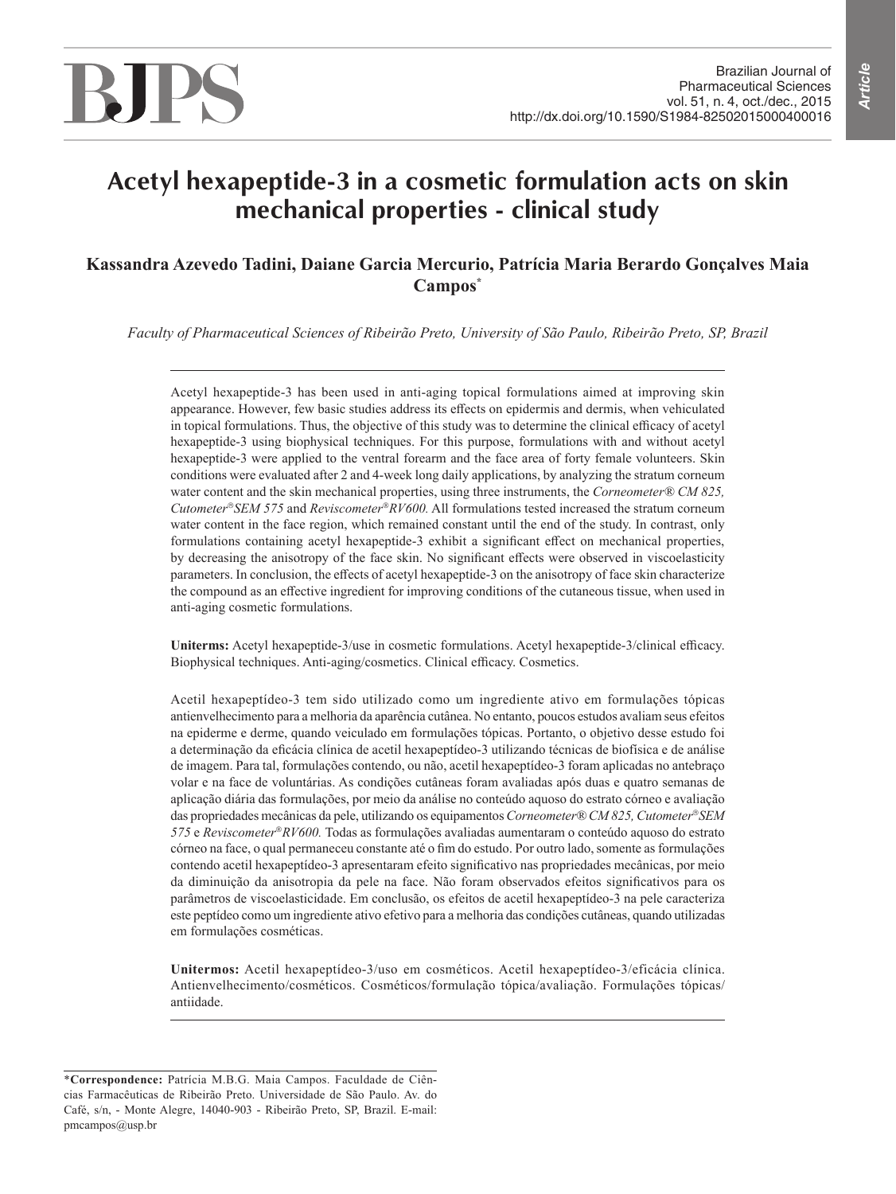# Acetyl hexapeptide-3 in a cosmetic formulation acts on skin mechanical properties - clinical study

**Kassandra Azevedo Tadini, Daiane Garcia Mercurio, Patrícia Maria Berardo Gonçalves Maia Campos***

*Faculty of Pharmaceutical Sciences of Ribeirão Preto, University of São Paulo, Ribeirão Preto, SP, Brazil*

Acetyl hexapeptide-3 has been used in anti-aging topical formulations aimed at improving skin appearance. However, few basic studies address its effects on epidermis and dermis, when veiculated in topical formulations. Thus, the objective of this study was to determine the clinical efficacy of acetyl hexapeptide-3 using biophysical techniques. For this purpose, formulations with and without acetyl hexapeptide-3 were applied to the ventral forearm and the face area of forty female volunteers. Skin conditions were evaluated after 2 and 4-week long daily applications, by analyzing the stratum corneum water content and the skin mechanical properties, using three instruments, the *Corneometer® CM 825, Cutometer® SEM 575* and *Reviscometer® RV600.* All formulations tested increased the stratum corneum water content in the face region, which remained constant until the end of the study. In contrast, only formulations containing acetyl hexapeptide-3 exhibit a significant effect on mechanical properties, by decreasing the anisotropy of the face skin. No significant effects were observed in viscoelasticity parameters. In conclusion, the effects of acetyl hexapeptide-3 on the anisotropy of face skin characterize the compound as an effective ingredient for improving conditions of the cutaneous tissue, when used in anti-aging cosmetic formulations.

**Uniterms:** Acetyl hexapeptide-3/use in cosmetic formulations. Acetyl hexapeptide-3/clinical efficacy. Biophysical techniques. Anti-aging/cosmetics. Clinical efficacy. Cosmetics.

Acetil hexapeptídeo-3 tem sido utilizado como um ingrediente ativo em formulações tópicas antienvelhecimento para a melhoria da aparência cutânea. No entanto, poucos estudos avaliam seus efeitos na epiderme e derme, quando veiculado em formulações tópicas. Portanto, o objetivo desse estudo foi a determinação da eficácia clínica de acetil hexapeptídeo-3 utilizando técnicas de biofísica e de análise de imagem. Para tal, formulações contendo, ou não, acetil hexapeptídeo-3 foram aplicadas no antebraço volar e na face de voluntárias. As condições cutâneas foram avaliadas após duas e quatro semanas de aplicação diária das formulações, por meio da análise no conteúdo aquoso do estrato córneo e avaliação das propriedades mecânicas da pele, utilizando os equipamentos *Corneometer® CM 825, Cutometer® SEM 575* e *Reviscometer® RV600.* Todas as formulações avaliadas aumentaram o conteúdo aquoso do estrato córneo na face, o qual permaneceu constante até o fim do estudo. Por outro lado, somente as formulações contendo acetil hexapeptídeo-3 apresentaram efeito significativo nas propriedades mecânicas, por meio da diminuição da anisotropia da pele na face. Não foram observados efeitos significativos para os parâmetros de viscoelasticidade. Em conclusão, os efeitos de acetil hexapeptídeo-3 na pele caracteriza este peptídeo como um ingrediente ativo efetivo para a melhoria das condições cutâneas, quando utilizadas em formulações cosméticas.

**Unitermos:** Acetil hexapeptídeo-3/uso em cosméticos. Acetil hexapeptídeo-3/eficácia clínica. Antienvelhecimento/cosméticos. Cosméticos/formulação tópica/avaliação. Formulações tópicas/antiidade.

*__Correspondence:__ Patrícia M.B.G. Maia Campos. Faculdade de Ciências Farmacêuticas de Ribeirão Preto. Universidade de São Paulo. Av. do Café, s/n, - Monte Alegre, 14040-903 - Ribeirão Preto, SP, Brazil. E-mail: pmcampos@usp.br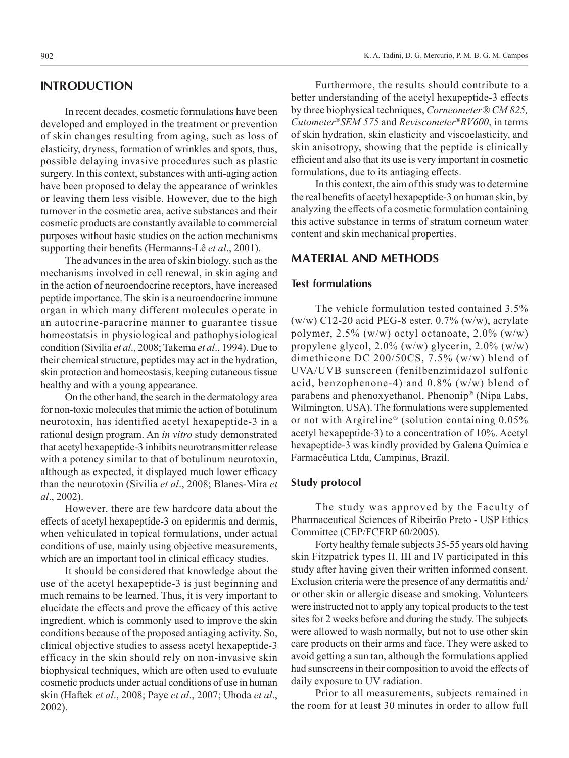## INTRODUCTION

In recent decades, cosmetic formulations have been developed and employed in the treatment or prevention of skin changes resulting from aging, such as loss of elasticity, dryness, formation of wrinkles and spots, thus, possible delaying invasive procedures such as plastic surgery. In this context, substances with anti-aging action have been proposed to delay the appearance of wrinkles or leaving them less visible. However, due to the high turnover in the cosmetic area, active substances and their cosmetic products are constantly available to commercial purposes without basic studies on the action mechanisms supporting their benefits (Hermanns-Lê *et al*., 2001).

The advances in the area of skin biology, such as the mechanisms involved in cell renewal, in skin aging and in the action of neuroendocrine receptors, have increased peptide importance. The skin is a neuroendocrine immune organ in which many different molecules operate in an autocrine-paracrine manner to guarantee tissue homeostatsis in physiological and pathophysiological condition (Sivilia *et al*., 2008; Takema *et al*., 1994). Due to their chemical structure, peptides may act in the hydration, skin protection and homeostasis, keeping cutaneous tissue healthy and with a young appearance.

On the other hand, the search in the dermatology area for non-toxic molecules that mimic the action of botulinum neurotoxin, has identified acetyl hexapeptide-3 in a rational design program. An *in vitro* study demonstrated that acetyl hexapeptide-3 inhibits neurotransmitter release with a potency similar to that of botulinum neurotoxin, although as expected, it displayed much lower efficacy than the neurotoxin (Sivilia *et al*., 2008; Blanes-Mira *et al*., 2002).

However, there are few hardcore data about the effects of acetyl hexapeptide-3 on epidermis and dermis, when vehiculated in topical formulations, under actual conditions of use, mainly using objective measurements, which are an important tool in clinical efficacy studies.

It should be considered that knowledge about the use of the acetyl hexapeptide-3 is just beginning and much remains to be learned. Thus, it is very important to elucidate the effects and prove the efficacy of this active ingredient, which is commonly used to improve the skin conditions because of the proposed antiaging activity. So, clinical objective studies to assess acetyl hexapeptide-3 efficacy in the skin should rely on non-invasive skin biophysical techniques, which are often used to evaluate cosmetic products under actual conditions of use in human skin (Haftek *et al*., 2008; Paye *et al*., 2007; Uhoda *et al*., 2002).

Furthermore, the results should contribute to a better understanding of the acetyl hexapeptide-3 effects by three biophysical techniques, *Corneometer® CM 825, Cutometer® SEM 575* and *Reviscometer® RV600*, in terms of skin hydration, skin elasticity and viscoelasticity, and skin anisotropy, showing that the peptide is clinically efficient and also that its use is very important in cosmetic formulations, due to its antiaging effects.

In this context, the aim of this study was to determine the real benefits of acetyl hexapeptide-3 on human skin, by analyzing the effects of a cosmetic formulation containing this active substance in terms of stratum corneum water content and skin mechanical properties.

## MATERIAL AND METHODS

### Test formulations

The vehicle formulation tested contained 3.5% (w/w) C12-20 acid PEG-8 ester, 0.7% (w/w), acrylate polymer, 2.5% (w/w) octyl octanoate, 2.0% (w/w) propylene glycol, 2.0% (w/w) glycerin, 2.0% (w/w) dimethicone DC 200/50CS, 7.5% (w/w) blend of UVA/UVB sunscreen (fenilbenzimidazol sulfonic acid, benzophenone-4) and 0.8% (w/w) blend of parabens and phenoxyethanol, Phenonip® (Nipa Labs, Wilmington, USA). The formulations were supplemented or not with Argireline® (solution containing 0.05% acetyl hexapeptide-3) to a concentration of 10%. Acetyl hexapeptide-3 was kindly provided by Galena Química e Farmacêutica Ltda, Campinas, Brazil.

### Study protocol

The study was approved by the Faculty of Pharmaceutical Sciences of Ribeirão Preto - USP Ethics Committee (CEP/FCFRP 60/2005).

Forty healthy female subjects 35-55 years old having skin Fitzpatrick types II, III and IV participated in this study after having given their written informed consent. Exclusion criteria were the presence of any dermatitis and/or other skin or allergic disease and smoking. Volunteers were instructed not to apply any topical products to the test sites for 2 weeks before and during the study. The subjects were allowed to wash normally, but not to use other skin care products on their arms and face. They were asked to avoid getting a sun tan, although the formulations applied had sunscreens in their composition to avoid the effects of daily exposure to UV radiation.

Prior to all measurements, subjects remained in the room for at least 30 minutes in order to allow full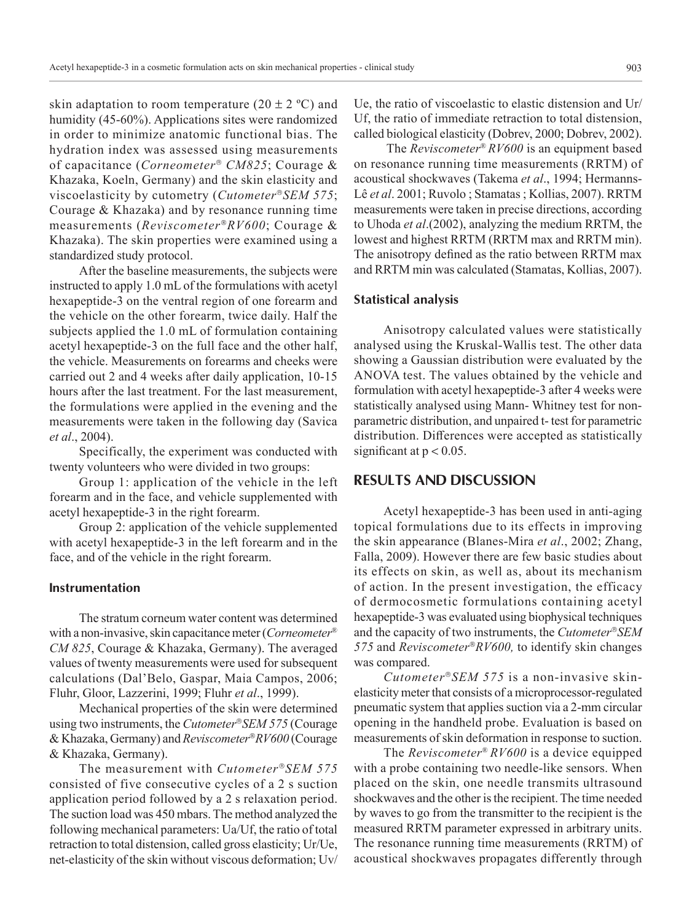skin adaptation to room temperature (20 ± 2 ºC) and humidity (45-60%). Applications sites were randomized in order to minimize anatomic functional bias. The hydration index was assessed using measurements of capacitance (*Corneometer® CM825*; Courage & Khazaka, Koeln, Germany) and the skin elasticity and viscoelasticity by cutometry (*Cutometer® SEM 575*; Courage & Khazaka) and by resonance running time measurements (*Reviscometer® RV600*; Courage & Khazaka). The skin properties were examined using a standardized study protocol.

After the baseline measurements, the subjects were instructed to apply 1.0 mL of the formulations with acetyl hexapeptide-3 on the ventral region of one forearm and the vehicle on the other forearm, twice daily. Half the subjects applied the 1.0 mL of formulation containing acetyl hexapeptide-3 on the full face and the other half, the vehicle. Measurements on forearms and cheeks were carried out 2 and 4 weeks after daily application, 10-15 hours after the last treatment. For the last measurement, the formulations were applied in the evening and the measurements were taken in the following day (Savica *et al*., 2004).

Specifically, the experiment was conducted with twenty volunteers who were divided in two groups:

Group 1: application of the vehicle in the left forearm and in the face, and vehicle supplemented with acetyl hexapeptide-3 in the right forearm.

Group 2: application of the vehicle supplemented with acetyl hexapeptide-3 in the left forearm and in the face, and of the vehicle in the right forearm.

### Instrumentation

The stratum corneum water content was determined with a non-invasive, skin capacitance meter (*Corneometer® CM 825*, Courage & Khazaka, Germany). The averaged values of twenty measurements were used for subsequent calculations (Dal'Belo, Gaspar, Maia Campos, 2006; Fluhr, Gloor, Lazzerini, 1999; Fluhr *et al*., 1999).

Mechanical properties of the skin were determined using two instruments, the *Cutometer® SEM 575* (Courage & Khazaka, Germany) and *Reviscometer® RV600* (Courage & Khazaka, Germany).

The measurement with *Cutometer® SEM 575* consisted of five consecutive cycles of a 2 s suction application period followed by a 2 s relaxation period. The suction load was 450 mbars. The method analyzed the following mechanical parameters: Ua/Uf, the ratio of total retraction to total distension, called gross elasticity; Ur/Ue, net-elasticity of the skin without viscous deformation; Uv/Ue, the ratio of viscoelastic to elastic distension and Ur/Uf, the ratio of immediate retraction to total distension, called biological elasticity (Dobrev, 2000; Dobrev, 2002).

The *Reviscometer® RV600* is an equipment based on resonance running time measurements (RRTM) of acoustical shockwaves (Takema *et al*., 1994; Hermanns-Lê *et al*. 2001; Ruvolo ; Stamatas ; Kollias, 2007). RRTM measurements were taken in precise directions, according to Uhoda *et al*.(2002), analyzing the medium RRTM, the lowest and highest RRTM (RRTM max and RRTM min). The anisotropy defined as the ratio between RRTM max and RRTM min was calculated (Stamatas, Kollias, 2007).

### Statistical analysis

Anisotropy calculated values were statistically analysed using the Kruskal-Wallis test. The other data showing a Gaussian distribution were evaluated by the ANOVA test. The values obtained by the vehicle and formulation with acetyl hexapeptide-3 after 4 weeks were statistically analysed using Mann- Whitney test for non-parametric distribution, and unpaired t- test for parametric distribution. Differences were accepted as statistically significant at $p < 0.05$.

## RESULTS AND DISCUSSION

Acetyl hexapeptide-3 has been used in anti-aging topical formulations due to its effects in improving the skin appearance (Blanes-Mira *et al*., 2002; Zhang, Falla, 2009). However there are few basic studies about its effects on skin, as well as, about its mechanism of action. In the present investigation, the efficacy of dermocosmetic formulations containing acetyl hexapeptide-3 was evaluated using biophysical techniques and the capacity of two instruments, the *Cutometer® SEM 575* and *Reviscometer® RV600,* to identify skin changes was compared.

*Cutometer® SEM 575* is a non-invasive skin-elasticity meter that consists of a microprocessor-regulated pneumatic system that applies suction via a 2-mm circular opening in the handheld probe. Evaluation is based on measurements of skin deformation in response to suction.

The *Reviscometer® RV600* is a device equipped with a probe containing two needle-like sensors. When placed on the skin, one needle transmits ultrasound shockwaves and the other is the recipient. The time needed by waves to go from the transmitter to the recipient is the measured RRTM parameter expressed in arbitrary units. The resonance running time measurements (RRTM) of acoustical shockwaves propagates differently through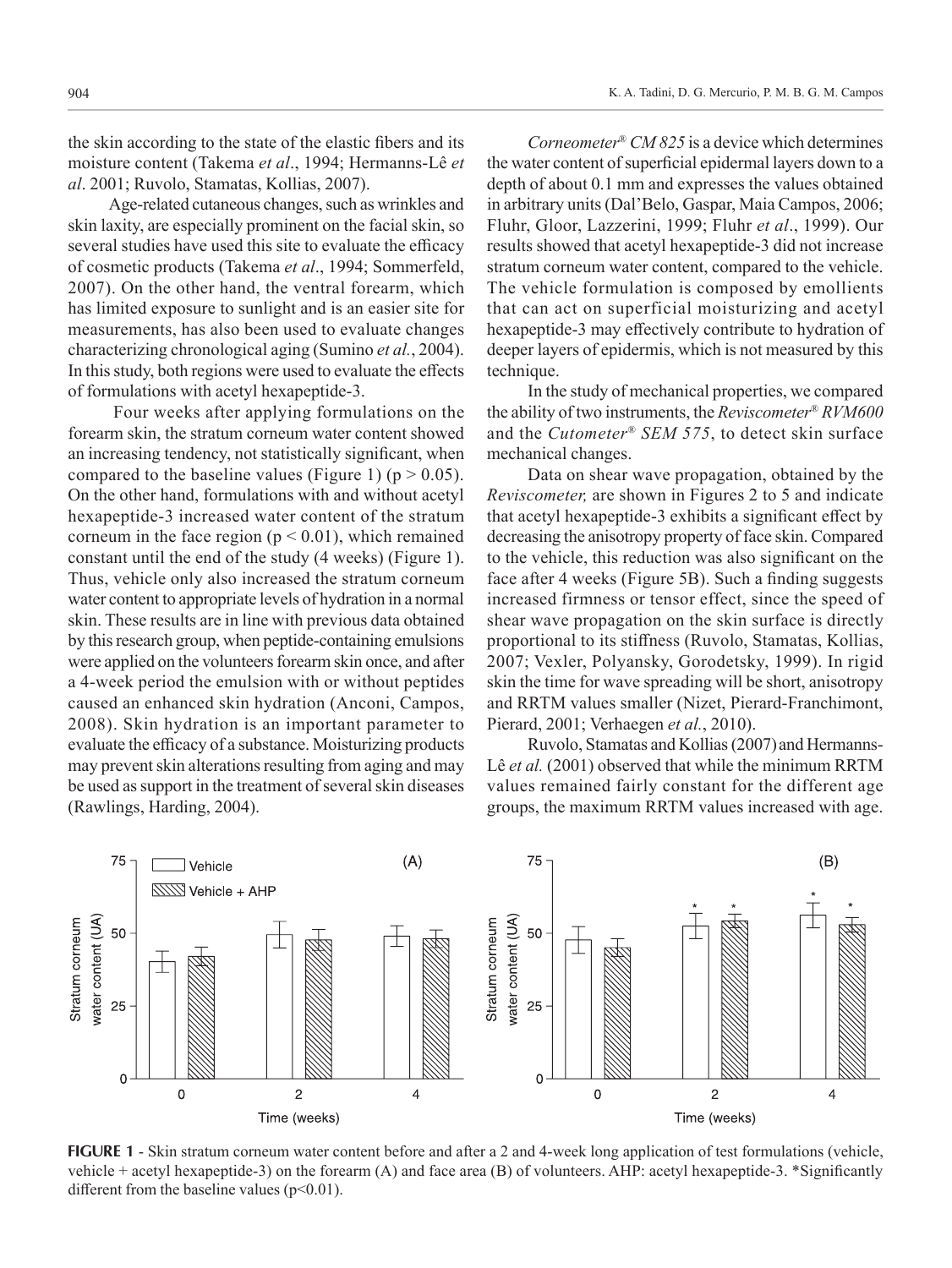the skin according to the state of the elastic fibers and its moisture content (Takema *et al*., 1994; Hermanns-Lê *et al*. 2001; Ruvolo, Stamatas, Kollias, 2007).

Age-related cutaneous changes, such as wrinkles and skin laxity, are especially prominent on the facial skin, so several studies have used this site to evaluate the efficacy of cosmetic products (Takema *et al*., 1994; Sommerfeld, 2007). On the other hand, the ventral forearm, which has limited exposure to sunlight and is an easier site for measurements, has also been used to evaluate changes characterizing chronological aging (Sumino *et al.*, 2004). In this study, both regions were used to evaluate the effects of formulations with acetyl hexapeptide-3.

Four weeks after applying formulations on the forearm skin, the stratum corneum water content showed an increasing tendency, not statistically significant, when compared to the baseline values (Figure 1) ($p > 0.05$). On the other hand, formulations with and without acetyl hexapeptide-3 increased water content of the stratum corneum in the face region ($p < 0.01$), which remained constant until the end of the study (4 weeks) (Figure 1). Thus, vehicle only also increased the stratum corneum water content to appropriate levels of hydration in a normal skin. These results are in line with previous data obtained by this research group, when peptide-containing emulsions were applied on the volunteers forearm skin once, and after a 4-week period the emulsion with or without peptides caused an enhanced skin hydration (Anconi, Campos, 2008). Skin hydration is an important parameter to evaluate the efficacy of a substance. Moisturizing products may prevent skin alterations resulting from aging and may be used as support in the treatment of several skin diseases (Rawlings, Harding, 2004).

*Corneometer® CM 825* is a device which determines the water content of superficial epidermal layers down to a depth of about 0.1 mm and expresses the values obtained in arbitrary units (Dal'Belo, Gaspar, Maia Campos, 2006; Fluhr, Gloor, Lazzerini, 1999; Fluhr *et al*., 1999). Our results showed that acetyl hexapeptide-3 did not increase stratum corneum water content, compared to the vehicle. The vehicle formulation is composed by emollients that can act on superficial moisturizing and acetyl hexapeptide-3 may effectively contribute to hydration of deeper layers of epidermis, which is not measured by this technique.

In the study of mechanical properties, we compared the ability of two instruments, the *Reviscometer® RVM600* and the *Cutometer® SEM 575*, to detect skin surface mechanical changes.

Data on shear wave propagation, obtained by the *Reviscometer,* are shown in Figures 2 to 5 and indicate that acetyl hexapeptide-3 exhibits a significant effect by decreasing the anisotropy property of face skin. Compared to the vehicle, this reduction was also significant on the face after 4 weeks (Figure 5B). Such a finding suggests increased firmness or tensor effect, since the speed of shear wave propagation on the skin surface is directly proportional to its stiffness (Ruvolo, Stamatas, Kollias, 2007; Vexler, Polyansky, Gorodetsky, 1999). In rigid skin the time for wave spreading will be short, anisotropy and RRTM values smaller (Nizet, Pierard-Franchimont, Pierard, 2001; Verhaegen *et al.*, 2010).

Ruvolo, Stamatas and Kollias (2007) and Hermanns-Lê *et al.* (2001) observed that while the minimum RRTM values remained fairly constant for the different age groups, the maximum RRTM values increased with age.

**FIGURE 1** - Skin stratum corneum water content before and after a 2 and 4-week long application of test formulations (vehicle, vehicle + acetyl hexapeptide-3) on the forearm (A) and face area (B) of volunteers. AHP: acetyl hexapeptide-3. *Significantly different from the baseline values ($p<0.01$).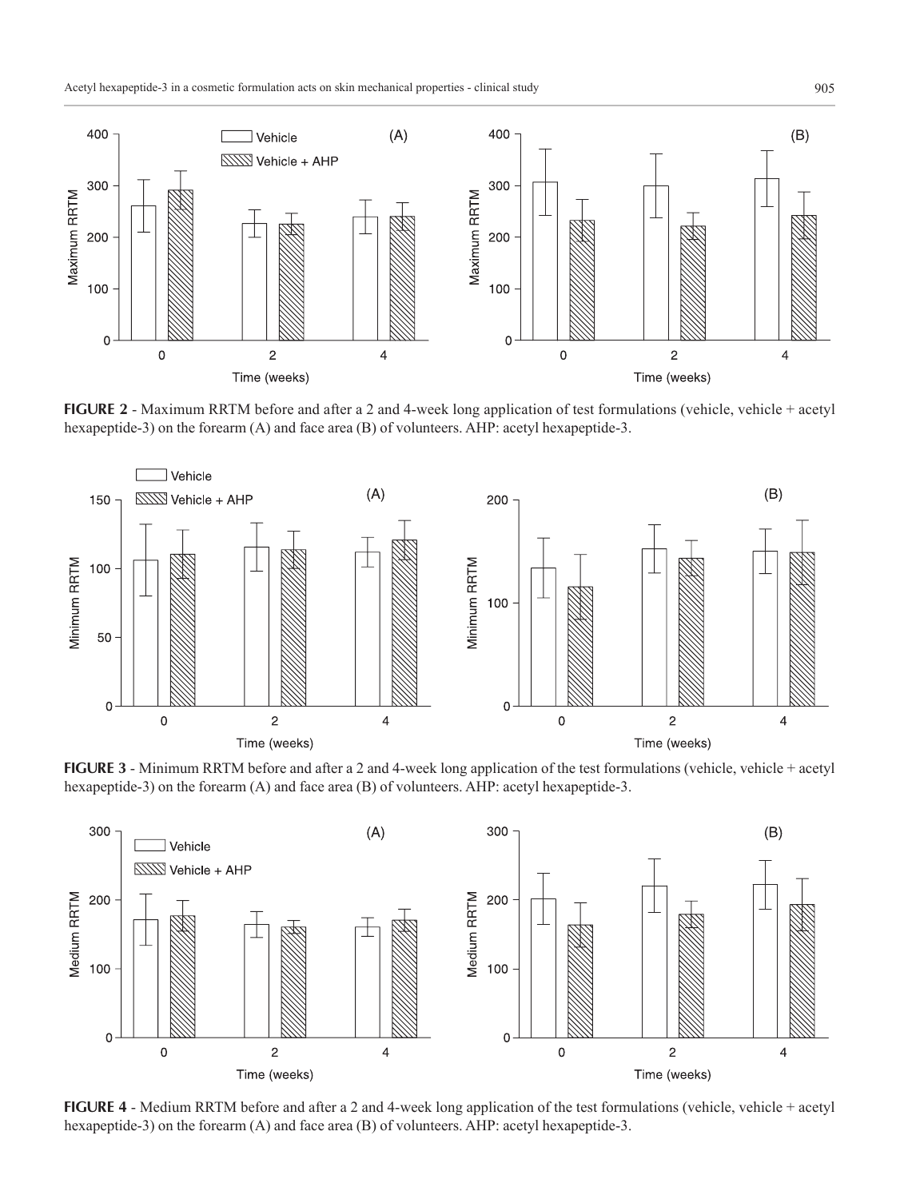**FIGURE 2** - Maximum RRTM before and after a 2 and 4-week long application of test formulations (vehicle, vehicle + acetyl hexapeptide-3) on the forearm (A) and face area (B) of volunteers. AHP: acetyl hexapeptide-3.

**FIGURE 3** - Minimum RRTM before and after a 2 and 4-week long application of the test formulations (vehicle, vehicle + acetyl hexapeptide-3) on the forearm (A) and face area (B) of volunteers. AHP: acetyl hexapeptide-3.

**FIGURE 4** - Medium RRTM before and after a 2 and 4-week long application of the test formulations (vehicle, vehicle + acetyl hexapeptide-3) on the forearm (A) and face area (B) of volunteers. AHP: acetyl hexapeptide-3.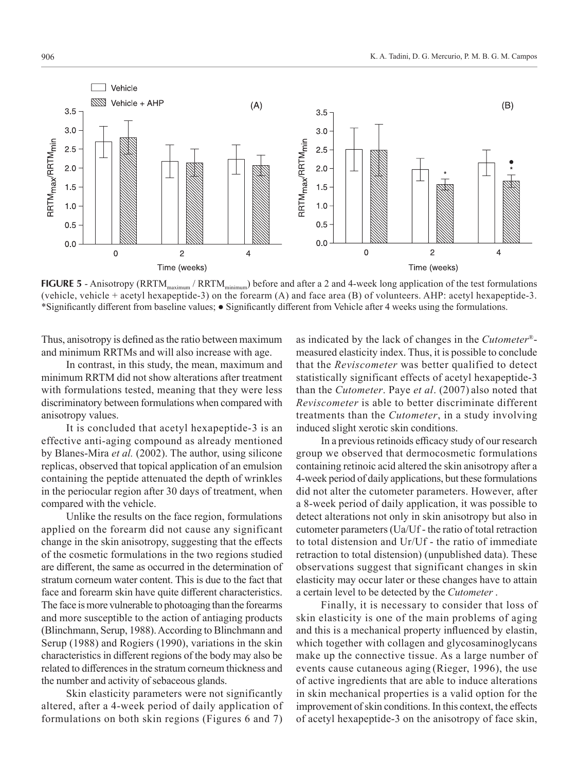**FIGURE 5** - Anisotropy ($RRTM_{maximum}$ / $RRTM_{minimum}$) before and after a 2 and 4-week long application of the test formulations (vehicle, vehicle + acetyl hexapeptide-3) on the forearm (A) and face area (B) of volunteers. AHP: acetyl hexapeptide-3. *Significantly different from baseline values; ● Significantly different from Vehicle after 4 weeks using the formulations.

Thus, anisotropy is defined as the ratio between maximum and minimum RRTMs and will also increase with age.

In contrast, in this study, the mean, maximum and minimum RRTM did not show alterations after treatment with formulations tested, meaning that they were less discriminatory between formulations when compared with anisotropy values.

It is concluded that acetyl hexapeptide-3 is an effective anti-aging compound as already mentioned by Blanes-Mira *et al.* (2002). The author, using silicone replicas, observed that topical application of an emulsion containing the peptide attenuated the depth of wrinkles in the periocular region after 30 days of treatment, when compared with the vehicle.

Unlike the results on the face region, formulations applied on the forearm did not cause any significant change in the skin anisotropy, suggesting that the effects of the cosmetic formulations in the two regions studied are different, the same as occurred in the determination of stratum corneum water content. This is due to the fact that face and forearm skin have quite different characteristics. The face is more vulnerable to photoaging than the forearms and more susceptible to the action of antiaging products (Blinchmann, Serup, 1988). According to Blinchmann and Serup (1988) and Rogiers (1990), variations in the skin characteristics in different regions of the body may also be related to differences in the stratum corneum thickness and the number and activity of sebaceous glands.

Skin elasticity parameters were not significantly altered, after a 4-week period of daily application of formulations on both skin regions (Figures 6 and 7) as indicated by the lack of changes in the *Cutometer*®-measured elasticity index. Thus, it is possible to conclude that the *Reviscometer* was better qualified to detect statistically significant effects of acetyl hexapeptide-3 than the *Cutometer*. Paye *et al*. (2007) also noted that *Reviscometer* is able to better discriminate different treatments than the *Cutometer*, in a study involving induced slight xerotic skin conditions.

In a previous retinoids efficacy study of our research group we observed that dermocosmetic formulations containing retinoic acid altered the skin anisotropy after a 4-week period of daily applications, but these formulations did not alter the cutometer parameters. However, after a 8-week period of daily application, it was possible to detect alterations not only in skin anisotropy but also in cutometer parameters (Ua/Uf - the ratio of total retraction to total distension and Ur/Uf - the ratio of immediate retraction to total distension) (unpublished data). These observations suggest that significant changes in skin elasticity may occur later or these changes have to attain a certain level to be detected by the *Cutometer* .

Finally, it is necessary to consider that loss of skin elasticity is one of the main problems of aging and this is a mechanical property influenced by elastin, which together with collagen and glycosaminoglycans make up the connective tissue. As a large number of events cause cutaneous aging (Rieger, 1996), the use of active ingredients that are able to induce alterations in skin mechanical properties is a valid option for the improvement of skin conditions. In this context, the effects of acetyl hexapeptide-3 on the anisotropy of face skin,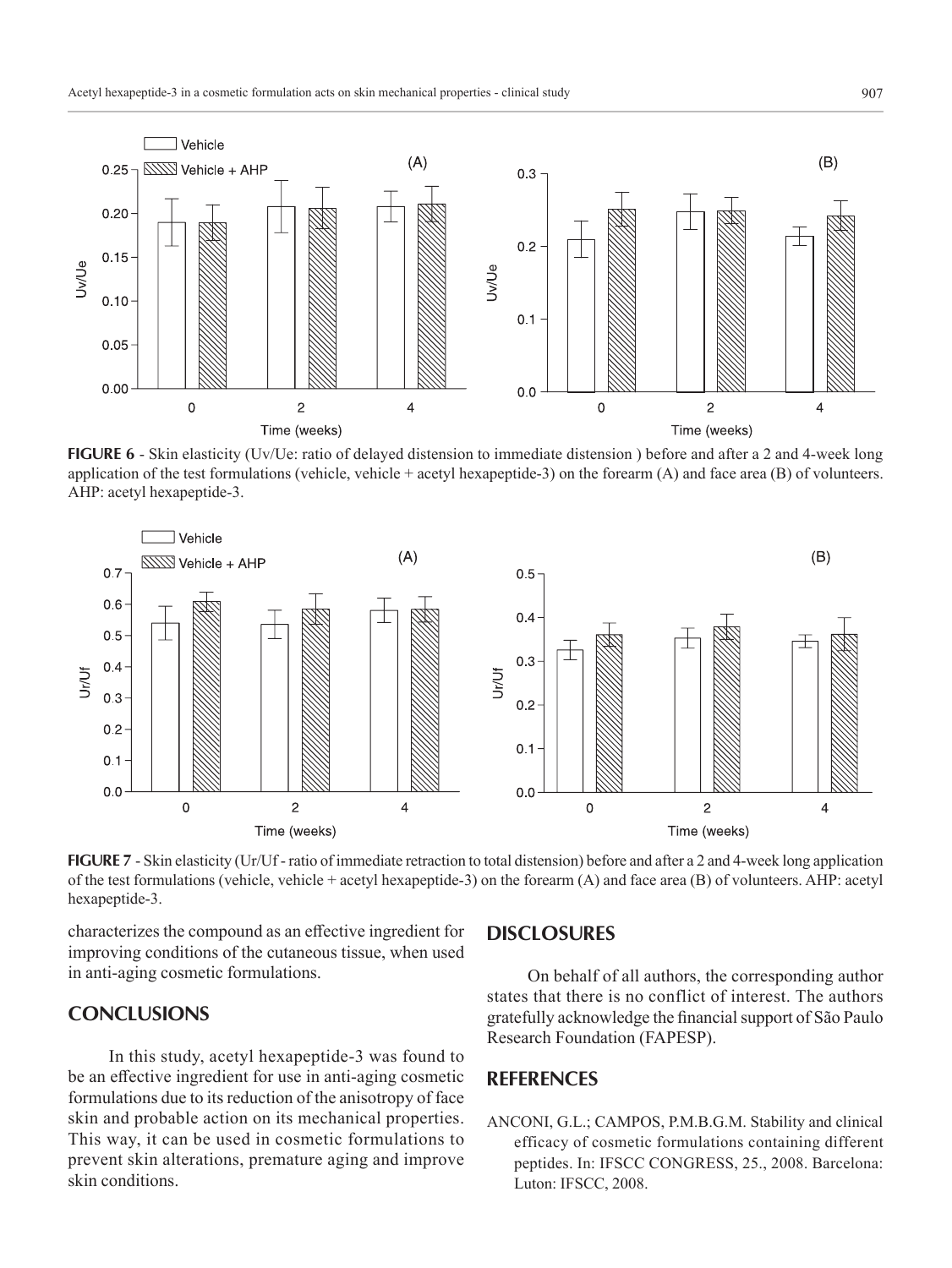FIGURE 6 - Skin elasticity (Uv/Ue: ratio of delayed distension to immediate distension ) before and after a 2 and 4-week long application of the test formulations (vehicle, vehicle + acetyl hexapeptide-3) on the forearm (A) and face area (B) of volunteers. AHP: acetyl hexapeptide-3.

FIGURE 7 - Skin elasticity (Ur/Uf - ratio of immediate retraction to total distension) before and after a 2 and 4-week long application of the test formulations (vehicle, vehicle + acetyl hexapeptide-3) on the forearm (A) and face area (B) of volunteers. AHP: acetyl hexapeptide-3.

characterizes the compound as an effective ingredient for improving conditions of the cutaneous tissue, when used in anti-aging cosmetic formulations.

## CONCLUSIONS

In this study, acetyl hexapeptide-3 was found to be an effective ingredient for use in anti-aging cosmetic formulations due to its reduction of the anisotropy of face skin and probable action on its mechanical properties. This way, it can be used in cosmetic formulations to prevent skin alterations, premature aging and improve skin conditions.

## DISCLOSURES

On behalf of all authors, the corresponding author states that there is no conflict of interest. The authors gratefully acknowledge the financial support of São Paulo Research Foundation (FAPESP).

## REFERENCES

ANCONI, G.L.; CAMPOS, P.M.B.G.M. Stability and clinical efficacy of cosmetic formulations containing different peptides. In: IFSCC CONGRESS, 25., 2008. Barcelona: Luton: IFSCC, 2008.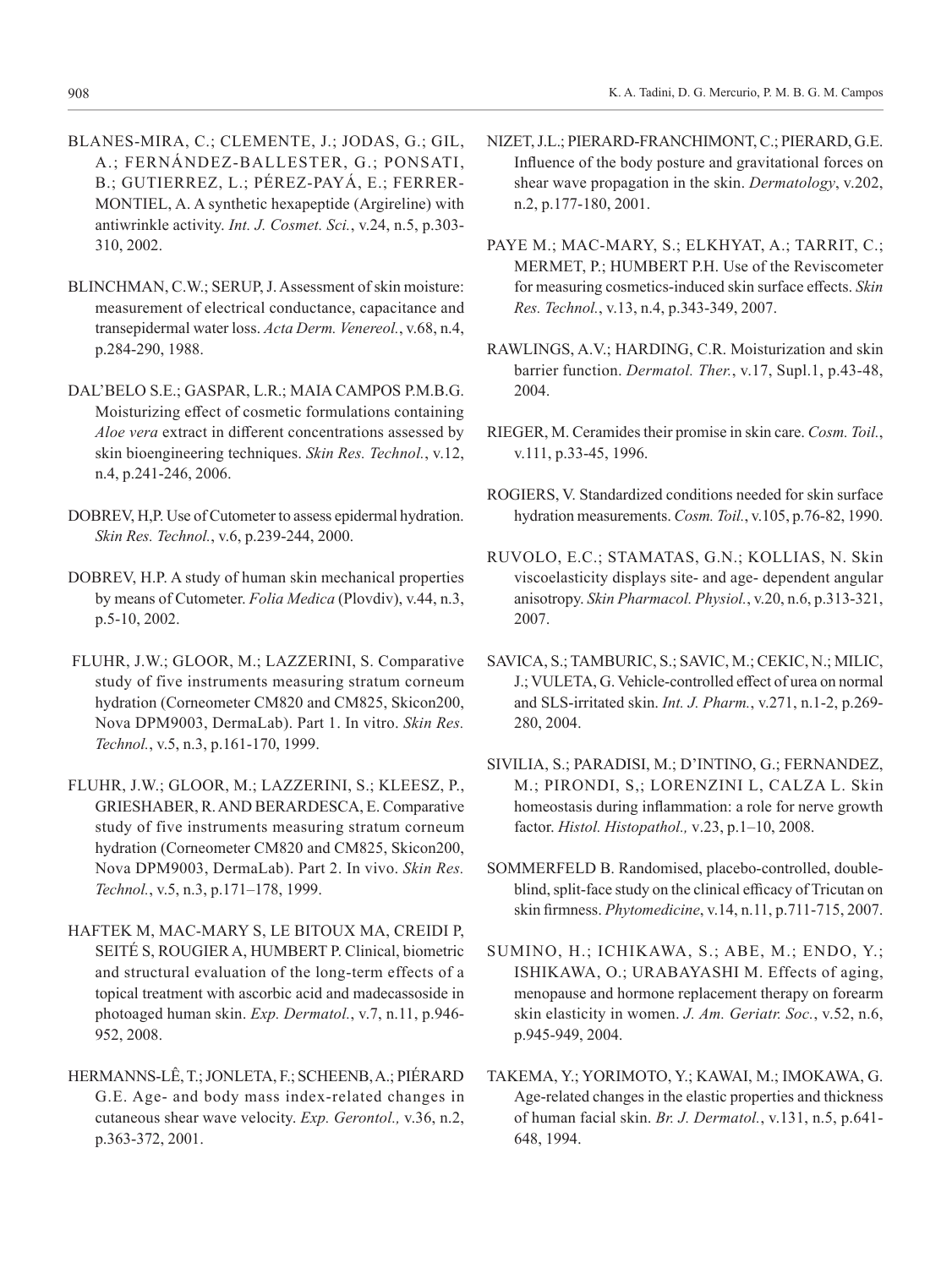BLANES-MIRA, C.; CLEMENTE, J.; JODAS, G.; GIL, A.; FERNÁNDEZ-BALLESTER, G.; PONSATI, B.; GUTIERREZ, L.; PÉREZ-PAYÁ, E.; FERRER-MONTIEL, A. A synthetic hexapeptide (Argireline) with antiwrinkle activity. *Int. J. Cosmet. Sci.*, v.24, n.5, p.303-310, 2002.

BLINCHMAN, C.W.; SERUP, J. Assessment of skin moisture: measurement of electrical conductance, capacitance and transepidermal water loss. *Acta Derm. Venereol.*, v.68, n.4, p.284-290, 1988.

DAL'BELO S.E.; GASPAR, L.R.; MAIA CAMPOS P.M.B.G. Moisturizing effect of cosmetic formulations containing *Aloe vera* extract in different concentrations assessed by skin bioengineering techniques. *Skin Res. Technol.*, v.12, n.4, p.241-246, 2006.

DOBREV, H,P. Use of Cutometer to assess epidermal hydration. *Skin Res. Technol.*, v.6, p.239-244, 2000.

DOBREV, H.P. A study of human skin mechanical properties by means of Cutometer. *Folia Medica* (Plovdiv), v.44, n.3, p.5-10, 2002.

FLUHR, J.W.; GLOOR, M.; LAZZERINI, S. Comparative study of five instruments measuring stratum corneum hydration (Corneometer CM820 and CM825, Skicon200, Nova DPM9003, DermaLab). Part 1. In vitro. *Skin Res. Technol.*, v.5, n.3, p.161-170, 1999.

FLUHR, J.W.; GLOOR, M.; LAZZERINI, S.; KLEESZ, P., GRIESHABER, R. AND BERARDESCA, E. Comparative study of five instruments measuring stratum corneum hydration (Corneometer CM820 and CM825, Skicon200, Nova DPM9003, DermaLab). Part 2. In vivo. *Skin Res. Technol.*, v.5, n.3, p.171–178, 1999.

HAFTEK M, MAC-MARY S, LE BITOUX MA, CREIDI P, SEITÉ S, ROUGIER A, HUMBERT P. Clinical, biometric and structural evaluation of the long-term effects of a topical treatment with ascorbic acid and madecassoside in photoaged human skin. *Exp. Dermatol.*, v.7, n.11, p.946-952, 2008.

HERMANNS-LÊ, T.; JONLETA, F.; SCHEENB, A.; PIÉRARD G.E. Age- and body mass index-related changes in cutaneous shear wave velocity. *Exp. Gerontol.,* v.36, n.2, p.363-372, 2001.

NIZET, J.L.; PIERARD-FRANCHIMONT, C.; PIERARD, G.E. Influence of the body posture and gravitational forces on shear wave propagation in the skin. *Dermatology*, v.202, n.2, p.177-180, 2001.

PAYE M.; MAC-MARY, S.; ELKHYAT, A.; TARRIT, C.; MERMET, P.; HUMBERT P.H. Use of the Reviscometer for measuring cosmetics-induced skin surface effects. *Skin Res. Technol.*, v.13, n.4, p.343-349, 2007.

RAWLINGS, A.V.; HARDING, C.R. Moisturization and skin barrier function. *Dermatol. Ther.*, v.17, Supl.1, p.43-48, 2004.

RIEGER, M. Ceramides their promise in skin care. *Cosm. Toil.*, v.111, p.33-45, 1996.

ROGIERS, V. Standardized conditions needed for skin surface hydration measurements. *Cosm. Toil.*, v.105, p.76-82, 1990.

RUVOLO, E.C.; STAMATAS, G.N.; KOLLIAS, N. Skin viscoelasticity displays site- and age- dependent angular anisotropy. *Skin Pharmacol. Physiol.*, v.20, n.6, p.313-321, 2007.

SAVICA, S.; TAMBURIC, S.; SAVIC, M.; CEKIC, N.; MILIC, J.; VULETA, G. Vehicle-controlled effect of urea on normal and SLS-irritated skin. *Int. J. Pharm.*, v.271, n.1-2, p.269-280, 2004.

SIVILIA, S.; PARADISI, M.; D'INTINO, G.; FERNANDEZ, M.; PIRONDI, S,; LORENZINI L, CALZA L. Skin homeostasis during inflammation: a role for nerve growth factor. *Histol. Histopathol.,* v.23, p.1–10, 2008.

SOMMERFELD B. Randomised, placebo-controlled, double-blind, split-face study on the clinical efficacy of Tricutan on skin firmness. *Phytomedicine*, v.14, n.11, p.711-715, 2007.

SUMINO, H.; ICHIKAWA, S.; ABE, M.; ENDO, Y.; ISHIKAWA, O.; URABAYASHI M. Effects of aging, menopause and hormone replacement therapy on forearm skin elasticity in women. *J. Am. Geriatr. Soc.*, v.52, n.6, p.945-949, 2004.

TAKEMA, Y.; YORIMOTO, Y.; KAWAI, M.; IMOKAWA, G. Age-related changes in the elastic properties and thickness of human facial skin. *Br. J. Dermatol.*, v.131, n.5, p.641-648, 1994.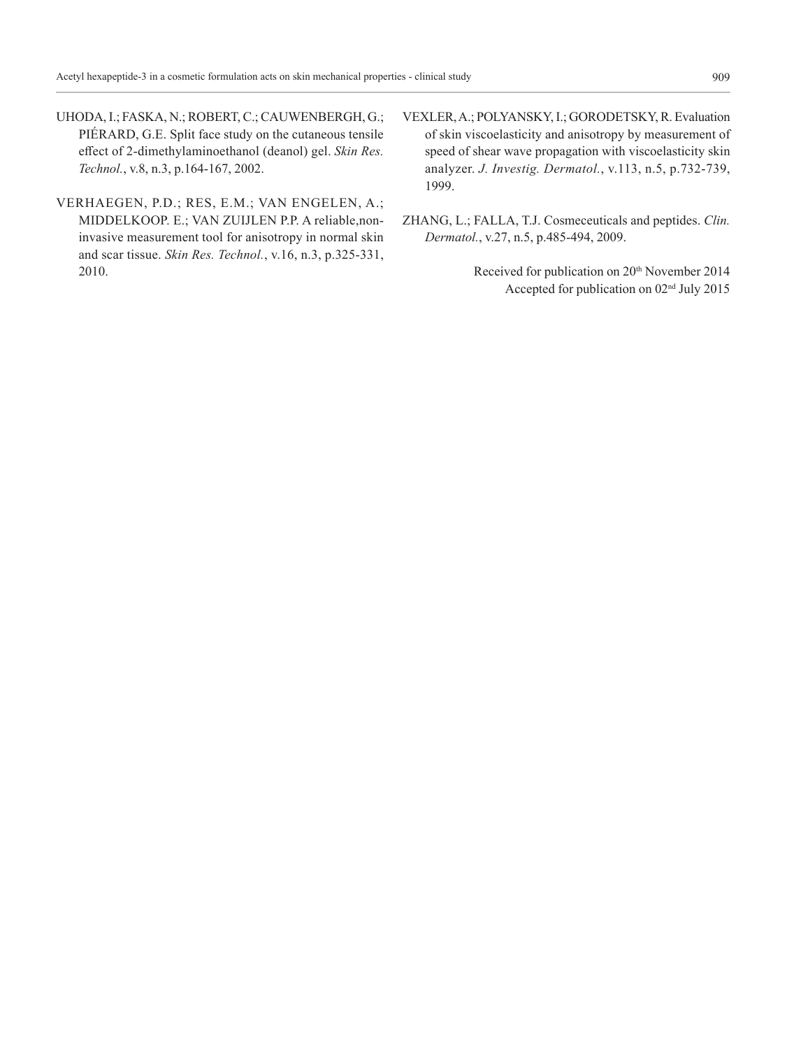UHODA, I.; FASKA, N.; ROBERT, C.; CAUWENBERGH, G.; PIÉRARD, G.E. Split face study on the cutaneous tensile effect of 2-dimethylaminoethanol (deanol) gel. *Skin Res. Technol.*, v.8, n.3, p.164-167, 2002.

VERHAEGEN, P.D.; RES, E.M.; VAN ENGELEN, A.; MIDDELKOOP. E.; VAN ZUIJLEN P.P. A reliable,non-invasive measurement tool for anisotropy in normal skin and scar tissue. *Skin Res. Technol.*, v.16, n.3, p.325-331, 2010.

VEXLER, A.; POLYANSKY, I.; GORODETSKY, R. Evaluation of skin viscoelasticity and anisotropy by measurement of speed of shear wave propagation with viscoelasticity skin analyzer. *J. Investig. Dermatol.*, v.113, n.5, p.732-739, 1999.

ZHANG, L.; FALLA, T.J. Cosmeceuticals and peptides. *Clin. Dermatol.*, v.27, n.5, p.485-494, 2009.

Received for publication on 20th November 2014
Accepted for publication on 02nd July 2015